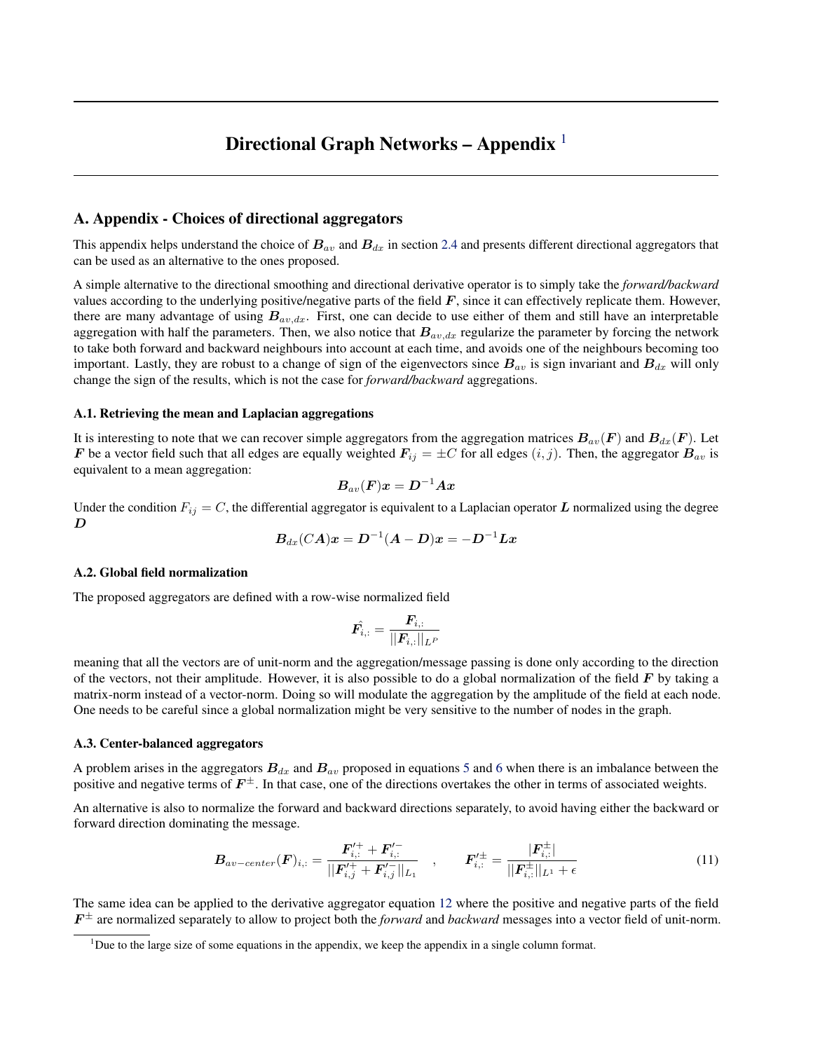# Directional Graph Networks – Appendix [1]

## A. Appendix - Choices of directional aggregators

This appendix helps understand the choice of $\boldsymbol{B}_{av}$ and $\boldsymbol{B}_{dx}$ in section 2.4 and presents different directional aggregators that can be used as an alternative to the ones proposed.

A simple alternative to the directional smoothing and directional derivative operator is to simply take the *forward/backward* values according to the underlying positive/negative parts of the field $\boldsymbol{F}$, since it can effectively replicate them. However, there are many advantage of using $\boldsymbol{B}_{av,dx}$. First, one can decide to use either of them and still have an interpretable aggregation with half the parameters. Then, we also notice that $\boldsymbol{B}_{av,dx}$ regularize the parameter by forcing the network to take both forward and backward neighbours into account at each time, and avoids one of the neighbours becoming too important. Lastly, they are robust to a change of sign of the eigenvectors since $\boldsymbol{B}_{av}$ is sign invariant and $\boldsymbol{B}_{dx}$ will only change the sign of the results, which is not the case for *forward/backward* aggregations.

### A.1. Retrieving the mean and Laplacian aggregations

It is interesting to note that we can recover simple aggregators from the aggregation matrices $\boldsymbol{B}_{av}(\boldsymbol{F})$ and $\boldsymbol{B}_{dx}(\boldsymbol{F})$. Let $\boldsymbol{F}$ be a vector field such that all edges are equally weighted $\boldsymbol{F}_{ij} = \pm C$ for all edges $(i, j)$. Then, the aggregator $\boldsymbol{B}_{av}$ is equivalent to a mean aggregation:

$$\boldsymbol{B}_{av}(\boldsymbol{F})\boldsymbol{x} = \boldsymbol{D}^{-1}\boldsymbol{A}\boldsymbol{x}$$

Under the condition $F_{ij} = C$, the differential aggregator is equivalent to a Laplacian operator $\boldsymbol{L}$ normalized using the degree $\boldsymbol{D}$

$$\boldsymbol{B}_{dx}(C\boldsymbol{A})\boldsymbol{x} = \boldsymbol{D}^{-1}(\boldsymbol{A} - \boldsymbol{D})\boldsymbol{x} = -\boldsymbol{D}^{-1}\boldsymbol{L}\boldsymbol{x}$$

### A.2. Global field normalization

The proposed aggregators are defined with a row-wise normalized field

$$\hat{\boldsymbol{F}_{i,:}} = \frac{\boldsymbol{F}_{i,:}}{||\boldsymbol{F}_{i,:}||_{L^P}}$$

meaning that all the vectors are of unit-norm and the aggregation/message passing is done only according to the direction of the vectors, not their amplitude. However, it is also possible to do a global normalization of the field $\boldsymbol{F}$ by taking a matrix-norm instead of a vector-norm. Doing so will modulate the aggregation by the amplitude of the field at each node. One needs to be careful since a global normalization might be very sensitive to the number of nodes in the graph.

### A.3. Center-balanced aggregators

A problem arises in the aggregators $\boldsymbol{B}_{dx}$ and $\boldsymbol{B}_{av}$ proposed in equations 5 and 6 when there is an imbalance between the positive and negative terms of $\boldsymbol{F}^{\pm}$. In that case, one of the directions overtakes the other in terms of associated weights.

An alternative is also to normalize the forward and backward directions separately, to avoid having either the backward or forward direction dominating the message.

$$\boldsymbol{B}_{av-center}(\boldsymbol{F})_{i,:} = \frac{\boldsymbol{F}'^{+}_{i,:} + \boldsymbol{F}'^{-}_{i,:}}{||\boldsymbol{F}'^{+}_{i,j} + \boldsymbol{F}'^{-}_{i,j}||_{L_1}} \quad , \qquad \boldsymbol{F}'^{\pm}_{i,:} = \frac{|\boldsymbol{F}^{\pm}_{i,:}|}{||\boldsymbol{F}^{\pm}_{i,:}||_{L^1} + \epsilon} \tag{11}$$

The same idea can be applied to the derivative aggregator equation 12 where the positive and negative parts of the field $\boldsymbol{F}^{\pm}$ are normalized separately to allow to project both the *forward* and *backward* messages into a vector field of unit-norm.

[1] Due to the large size of some equations in the appendix, we keep the appendix in a single column format.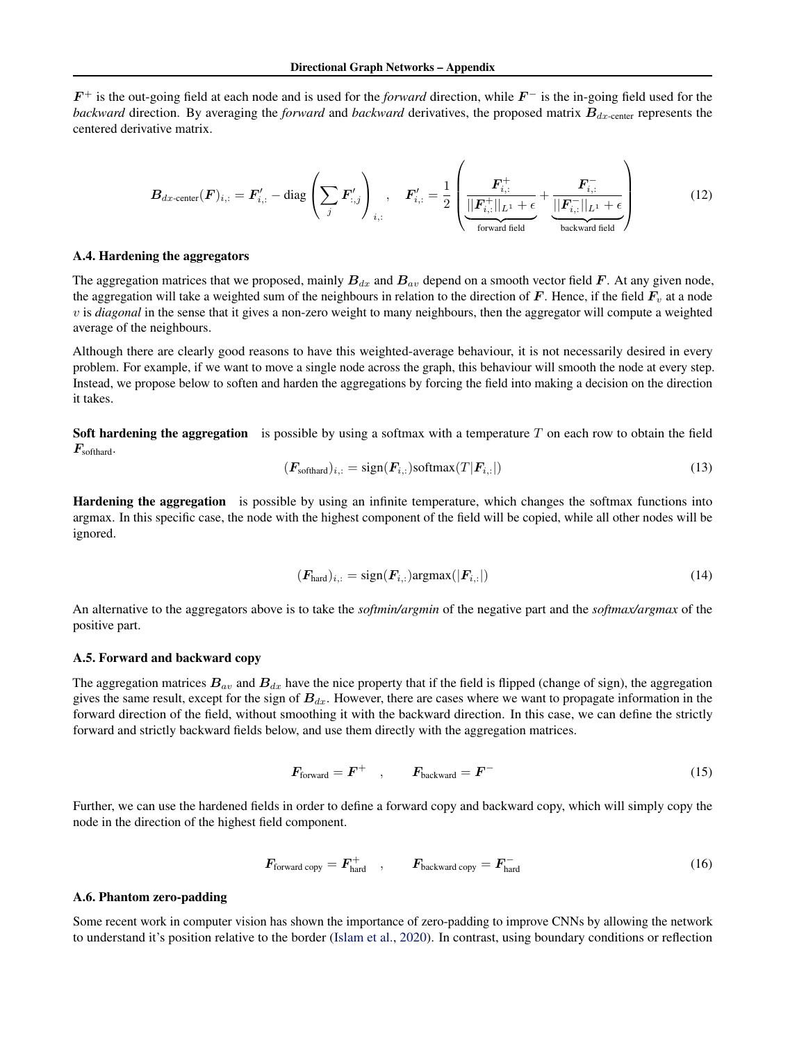$\boldsymbol{F}^+$ is the out-going field at each node and is used for the *forward* direction, while $\boldsymbol{F}^-$ is the in-going field used for the *backward* direction. By averaging the *forward* and *backward* derivatives, the proposed matrix $\boldsymbol{B}_{dx\text{-center}}$ represents the centered derivative matrix.

$$\boldsymbol{B}_{dx\text{-center}}(\boldsymbol{F})_{i,:} = \boldsymbol{F}'_{i,:} - \text{diag}\left(\sum_j \boldsymbol{F}'_{:,j}\right)_{i,:} \quad , \quad \boldsymbol{F}'_{i,:} = \frac{1}{2}\left(\underbrace{\frac{\boldsymbol{F}^+_{i,:}}{||\boldsymbol{F}^+_{i,:}||_{L^1} + \epsilon}}_{\text{forward field}} + \underbrace{\frac{\boldsymbol{F}^-_{i,:}}{||\boldsymbol{F}^-_{i,:}||_{L^1} + \epsilon}}_{\text{backward field}}\right) \tag{12}$$

### A.4. Hardening the aggregators

The aggregation matrices that we proposed, mainly $\boldsymbol{B}_{dx}$ and $\boldsymbol{B}_{av}$ depend on a smooth vector field $\boldsymbol{F}$. At any given node, the aggregation will take a weighted sum of the neighbours in relation to the direction of $\boldsymbol{F}$. Hence, if the field $\boldsymbol{F}_v$ at a node $v$ is *diagonal* in the sense that it gives a non-zero weight to many neighbours, then the aggregator will compute a weighted average of the neighbours.

Although there are clearly good reasons to have this weighted-average behaviour, it is not necessarily desired in every problem. For example, if we want to move a single node across the graph, this behaviour will smooth the node at every step. Instead, we propose below to soften and harden the aggregations by forcing the field into making a decision on the direction it takes.

**Soft hardening the aggregation** is possible by using a softmax with a temperature $T$ on each row to obtain the field $\boldsymbol{F}_{\text{softhard}}$.

$$(\boldsymbol{F}_{\text{softhard}})_{i,:} = \text{sign}(\boldsymbol{F}_{i,:})\text{softmax}(T|\boldsymbol{F}_{i,:}|) \tag{13}$$

**Hardening the aggregation** is possible by using an infinite temperature, which changes the softmax functions into argmax. In this specific case, the node with the highest component of the field will be copied, while all other nodes will be ignored.

$$(\boldsymbol{F}_{\text{hard}})_{i,:} = \text{sign}(\boldsymbol{F}_{i,:})\text{argmax}(|\boldsymbol{F}_{i,:}|) \tag{14}$$

An alternative to the aggregators above is to take the *softmin/argmin* of the negative part and the *softmax/argmax* of the positive part.

### A.5. Forward and backward copy

The aggregation matrices $\boldsymbol{B}_{av}$ and $\boldsymbol{B}_{dx}$ have the nice property that if the field is flipped (change of sign), the aggregation gives the same result, except for the sign of $\boldsymbol{B}_{dx}$. However, there are cases where we want to propagate information in the forward direction of the field, without smoothing it with the backward direction. In this case, we can define the strictly forward and strictly backward fields below, and use them directly with the aggregation matrices.

$$\boldsymbol{F}_{\text{forward}} = \boldsymbol{F}^+ \quad , \qquad \boldsymbol{F}_{\text{backward}} = \boldsymbol{F}^- \tag{15}$$

Further, we can use the hardened fields in order to define a forward copy and backward copy, which will simply copy the node in the direction of the highest field component.

$$\boldsymbol{F}_{\text{forward copy}} = \boldsymbol{F}^+_{\text{hard}} \quad , \qquad \boldsymbol{F}_{\text{backward copy}} = \boldsymbol{F}^-_{\text{hard}} \tag{16}$$

### A.6. Phantom zero-padding

Some recent work in computer vision has shown the importance of zero-padding to improve CNNs by allowing the network to understand it's position relative to the border (Islam et al., 2020). In contrast, using boundary conditions or reflection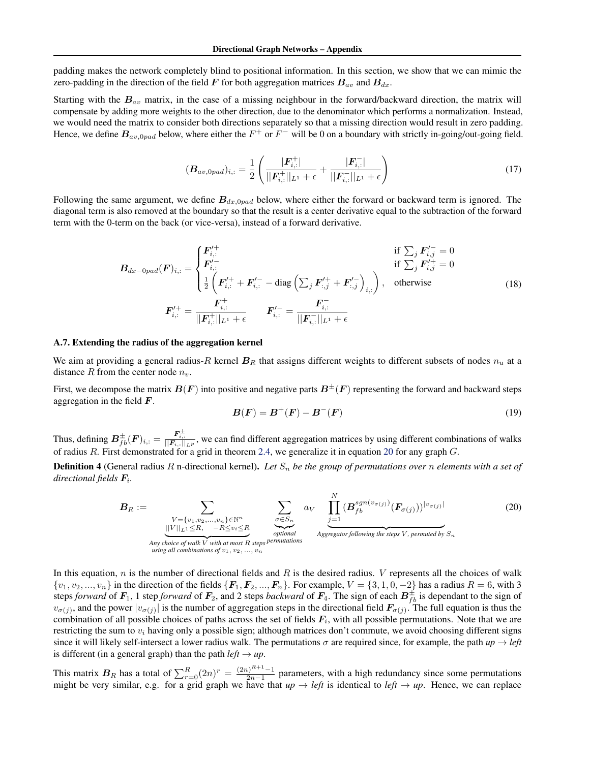padding makes the network completely blind to positional information. In this section, we show that we can mimic the zero-padding in the direction of the field $\boldsymbol{F}$ for both aggregation matrices $\boldsymbol{B}_{av}$ and $\boldsymbol{B}_{dx}$.

Starting with the $\boldsymbol{B}_{av}$ matrix, in the case of a missing neighbour in the forward/backward direction, the matrix will compensate by adding more weights to the other direction, due to the denominator which performs a normalization. Instead, we would need the matrix to consider both directions separately so that a missing direction would result in zero padding. Hence, we define $\boldsymbol{B}_{av,0pad}$ below, where either the $F^+$ or $F^-$ will be 0 on a boundary with strictly in-going/out-going field.

$$
(\boldsymbol{B}_{av,0pad})_{i,:} = \frac{1}{2}\left(\frac{|\boldsymbol{F}_{i,:}^{+}|}{||\boldsymbol{F}_{i,:}^{+}||_{L^1}+\epsilon} + \frac{|\boldsymbol{F}_{i,:}^{-}|}{||\boldsymbol{F}_{i,:}^{-}||_{L^1}+\epsilon}\right) \tag{17}
$$

Following the same argument, we define $\boldsymbol{B}_{dx,0pad}$ below, where either the forward or backward term is ignored. The diagonal term is also removed at the boundary so that the result is a center derivative equal to the subtraction of the forward term with the 0-term on the back (or vice-versa), instead of a forward derivative.

$$
\boldsymbol{B}_{dx-0pad}(\boldsymbol{F})_{i,:} = \begin{cases} \boldsymbol{F}_{i,:}^{\prime +} & \text{if } \sum_j \boldsymbol{F}_{i,j}^{\prime -} = 0 \\ \boldsymbol{F}_{i,:}^{\prime -} & \text{if } \sum_j \boldsymbol{F}_{i,j}^{\prime +} = 0 \\ \frac{1}{2}\left(\boldsymbol{F}_{i,:}^{\prime +} + \boldsymbol{F}_{i,:}^{\prime -} - \text{diag}\left(\sum_j \boldsymbol{F}_{:,j}^{\prime +} + \boldsymbol{F}_{:,j}^{\prime -}\right)_{i,:}\right), & \text{otherwise} \end{cases}
$$
$$
\boldsymbol{F}_{i,:}^{\prime +} = \frac{\boldsymbol{F}_{i,:}^{+}}{||\boldsymbol{F}_{i,:}^{+}||_{L^1}+\epsilon} \qquad \boldsymbol{F}_{i,:}^{\prime -} = \frac{\boldsymbol{F}_{i,:}^{-}}{||\boldsymbol{F}_{i,:}^{-}||_{L^1}+\epsilon} \tag{18}
$$

### A.7. Extending the radius of the aggregation kernel

We aim at providing a general radius-$R$ kernel $\boldsymbol{B}_R$ that assigns different weights to different subsets of nodes $n_u$ at a distance $R$ from the center node $n_v$.

First, we decompose the matrix $\boldsymbol{B}(\boldsymbol{F})$ into positive and negative parts $\boldsymbol{B}^{\pm}(\boldsymbol{F})$ representing the forward and backward steps aggregation in the field $\boldsymbol{F}$.

$$
\boldsymbol{B}(\boldsymbol{F}) = \boldsymbol{B}^{+}(\boldsymbol{F}) - \boldsymbol{B}^{-}(\boldsymbol{F}) \tag{19}
$$

Thus, defining $\boldsymbol{B}_{fb}^{\pm}(\boldsymbol{F})_{i,:} = \frac{\boldsymbol{F}_{i,:}^{\pm}}{||\boldsymbol{F}_{i,:}||_{L^p}}$, we can find different aggregation matrices by using different combinations of walks of radius $R$. First demonstrated for a grid in theorem 2.4, we generalize it in equation 20 for any graph $G$.

**Definition 4** (General radius $R$ n-directional kernel). *Let $S_n$ be the group of permutations over $n$ elements with a set of directional fields $\boldsymbol{F}_i$.*

$$
\boldsymbol{B}_R := \underbrace{\sum_{\substack{V=\{v_1,v_2,...,v_n\}\in\mathbb{N}^n \\ ||V||_{L^1}\leq R, \quad -R\leq v_i \leq R}}}_{\substack{\text{Any choice of walk } V \text{ with at most } R \text{ steps} \\ \text{using all combinations of } v_1,\, v_2,\, ...,\, v_n}} \underbrace{\sum_{\sigma\in S_n}}_{\substack{\text{optional} \\ \text{permutations}}} a_V \underbrace{\prod_{j=1}^{N} (\boldsymbol{B}_{fb}^{sgn(v_{\sigma(j)})}(\boldsymbol{F}_{\sigma(j)}))^{|v_{\sigma(j)}|}}_{\text{Aggregator following the steps } V\text{, permuted by } S_n} \tag{20}
$$

In this equation, $n$ is the number of directional fields and $R$ is the desired radius. $V$ represents all the choices of walk $\{v_1, v_2, ..., v_n\}$ in the direction of the fields $\{\boldsymbol{F}_1, \boldsymbol{F}_2, ..., \boldsymbol{F}_n\}$. For example, $V = \{3, 1, 0, -2\}$ has a radius $R = 6$, with 3 steps *forward* of $\boldsymbol{F}_1$, 1 step *forward* of $\boldsymbol{F}_2$, and 2 steps *backward* of $\boldsymbol{F}_4$. The sign of each $\boldsymbol{B}_{fb}^{\pm}$ is dependant to the sign of $v_{\sigma(j)}$, and the power $|v_{\sigma(j)}|$ is the number of aggregation steps in the directional field $\boldsymbol{F}_{\sigma(j)}$. The full equation is thus the combination of all possible choices of paths across the set of fields $\boldsymbol{F}_i$, with all possible permutations. Note that we are restricting the sum to $v_i$ having only a possible sign; although matrices don't commute, we avoid choosing different signs since it will likely self-intersect a lower radius walk. The permutations $\sigma$ are required since, for example, the path *up* $\rightarrow$ *left* is different (in a general graph) than the path *left* $\rightarrow$ *up*.

This matrix $\boldsymbol{B}_R$ has a total of $\sum_{r=0}^{R}(2n)^r = \frac{(2n)^{R+1}-1}{2n-1}$ parameters, with a high redundancy since some permutations might be very similar, e.g. for a grid graph we have that *up* $\rightarrow$ *left* is identical to *left* $\rightarrow$ *up*. Hence, we can replace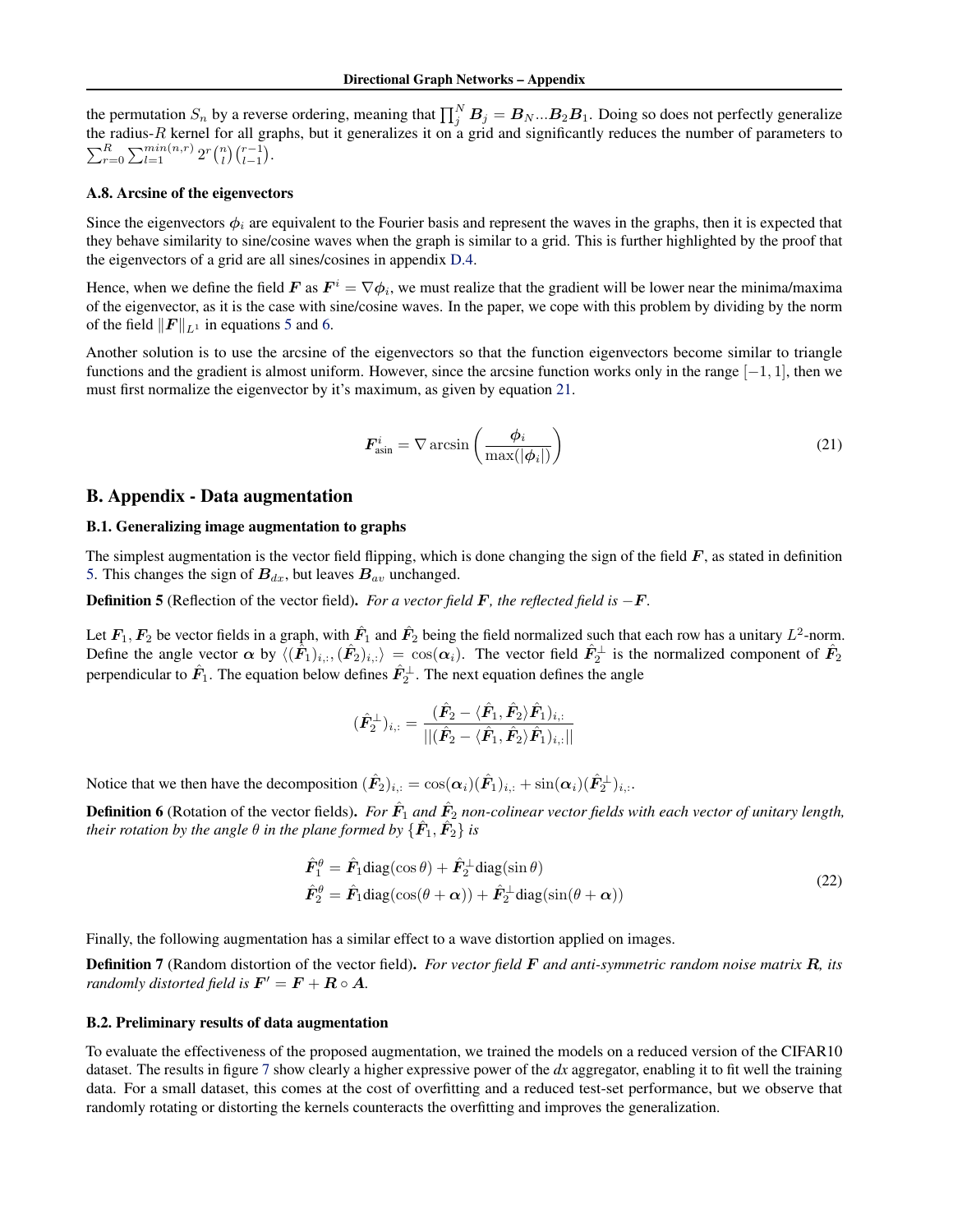the permutation $S_n$ by a reverse ordering, meaning that $\prod_j^N \boldsymbol{B}_j = \boldsymbol{B}_N ... \boldsymbol{B}_2 \boldsymbol{B}_1$. Doing so does not perfectly generalize the radius-$R$ kernel for all graphs, but it generalizes it on a grid and significantly reduces the number of parameters to $\sum_{r=0}^{R} \sum_{l=1}^{min(n,r)} 2^r \binom{n}{l} \binom{r-1}{l-1}$.

### A.8. Arcsine of the eigenvectors

Since the eigenvectors $\phi_i$ are equivalent to the Fourier basis and represent the waves in the graphs, then it is expected that they behave similarity to sine/cosine waves when the graph is similar to a grid. This is further highlighted by the proof that the eigenvectors of a grid are all sines/cosines in appendix D.4.

Hence, when we define the field $\boldsymbol{F}$ as $\boldsymbol{F}^i = \nabla \boldsymbol{\phi}_i$, we must realize that the gradient will be lower near the minima/maxima of the eigenvector, as it is the case with sine/cosine waves. In the paper, we cope with this problem by dividing by the norm of the field $\|\boldsymbol{F}\|_{L^1}$ in equations 5 and 6.

Another solution is to use the arcsine of the eigenvectors so that the function eigenvectors become similar to triangle functions and the gradient is almost uniform. However, since the arcsine function works only in the range $[-1, 1]$, then we must first normalize the eigenvector by it's maximum, as given by equation 21.

$$\boldsymbol{F}^i_{\text{asin}} = \nabla \arcsin \left( \frac{\boldsymbol{\phi}_i}{\max(|\boldsymbol{\phi}_i|)} \right) \tag{21}$$

## B. Appendix - Data augmentation

### B.1. Generalizing image augmentation to graphs

The simplest augmentation is the vector field flipping, which is done changing the sign of the field $\boldsymbol{F}$, as stated in definition 5. This changes the sign of $\boldsymbol{B}_{dx}$, but leaves $\boldsymbol{B}_{av}$ unchanged.

**Definition 5** (Reflection of the vector field). *For a vector field $\boldsymbol{F}$, the reflected field is $-\boldsymbol{F}$.*

Let $\boldsymbol{F}_1, \boldsymbol{F}_2$ be vector fields in a graph, with $\hat{\boldsymbol{F}}_1$ and $\hat{\boldsymbol{F}}_2$ being the field normalized such that each row has a unitary $L^2$-norm. Define the angle vector $\boldsymbol{\alpha}$ by $\langle (\hat{\boldsymbol{F}}_1)_{i,:}, (\hat{\boldsymbol{F}}_2)_{i,:} \rangle = \cos(\boldsymbol{\alpha}_i)$. The vector field $\hat{\boldsymbol{F}}_2^{\perp}$ is the normalized component of $\hat{\boldsymbol{F}}_2$ perpendicular to $\hat{\boldsymbol{F}}_1$. The equation below defines $\hat{\boldsymbol{F}}_2^{\perp}$. The next equation defines the angle

$$(\hat{\boldsymbol{F}}_2^{\perp})_{i,:} = \frac{(\hat{\boldsymbol{F}}_2 - \langle \hat{\boldsymbol{F}}_1, \hat{\boldsymbol{F}}_2 \rangle \hat{\boldsymbol{F}}_1)_{i,:}}{||(\hat{\boldsymbol{F}}_2 - \langle \hat{\boldsymbol{F}}_1, \hat{\boldsymbol{F}}_2 \rangle \hat{\boldsymbol{F}}_1)_{i,:}||}$$

Notice that we then have the decomposition $(\hat{\boldsymbol{F}}_2)_{i,:} = \cos(\boldsymbol{\alpha}_i)(\hat{\boldsymbol{F}}_1)_{i,:} + \sin(\boldsymbol{\alpha}_i)(\hat{\boldsymbol{F}}_2^{\perp})_{i,:}$.

**Definition 6** (Rotation of the vector fields). *For $\hat{\boldsymbol{F}}_1$ and $\hat{\boldsymbol{F}}_2$ non-colinear vector fields with each vector of unitary length, their rotation by the angle $\theta$ in the plane formed by $\{\hat{\boldsymbol{F}}_1, \hat{\boldsymbol{F}}_2\}$ is*

$$\begin{aligned}
\hat{\boldsymbol{F}}_1^{\theta} &= \hat{\boldsymbol{F}}_1 \text{diag}(\cos\theta) + \hat{\boldsymbol{F}}_2^{\perp} \text{diag}(\sin\theta) \\
\hat{\boldsymbol{F}}_2^{\theta} &= \hat{\boldsymbol{F}}_1 \text{diag}(\cos(\theta + \boldsymbol{\alpha})) + \hat{\boldsymbol{F}}_2^{\perp} \text{diag}(\sin(\theta + \boldsymbol{\alpha}))
\end{aligned} \tag{22}$$

Finally, the following augmentation has a similar effect to a wave distortion applied on images.

**Definition 7** (Random distortion of the vector field). *For vector field $\boldsymbol{F}$ and anti-symmetric random noise matrix $\boldsymbol{R}$, its randomly distorted field is $\boldsymbol{F}' = \boldsymbol{F} + \boldsymbol{R} \circ \boldsymbol{A}$.*

### B.2. Preliminary results of data augmentation

To evaluate the effectiveness of the proposed augmentation, we trained the models on a reduced version of the CIFAR10 dataset. The results in figure 7 show clearly a higher expressive power of the *dx* aggregator, enabling it to fit well the training data. For a small dataset, this comes at the cost of overfitting and a reduced test-set performance, but we observe that randomly rotating or distorting the kernels counteracts the overfitting and improves the generalization.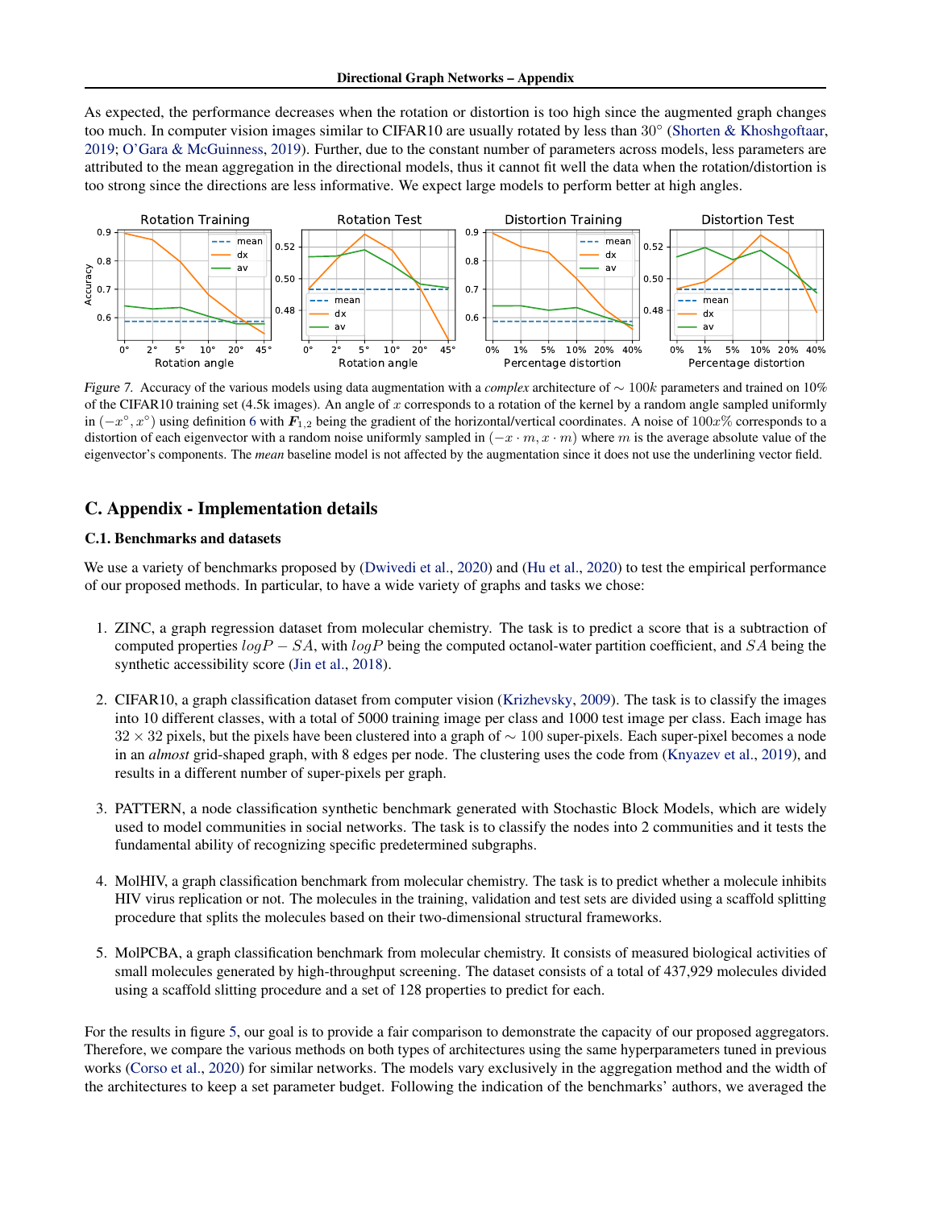As expected, the performance decreases when the rotation or distortion is too high since the augmented graph changes too much. In computer vision images similar to CIFAR10 are usually rotated by less than $30°$ (Shorten & Khoshgoftaar, 2019; O'Gara & McGuinness, 2019). Further, due to the constant number of parameters across models, less parameters are attributed to the mean aggregation in the directional models, thus it cannot fit well the data when the rotation/distortion is too strong since the directions are less informative. We expect large models to perform better at high angles.

*Figure 7.* Accuracy of the various models using data augmentation with a *complex* architecture of $\sim 100k$ parameters and trained on 10% of the CIFAR10 training set (4.5k images). An angle of $x$ corresponds to a rotation of the kernel by a random angle sampled uniformly in $(-x°, x°)$ using definition 6 with $\boldsymbol{F}_{1,2}$ being the gradient of the horizontal/vertical coordinates. A noise of $100x\%$ corresponds to a distortion of each eigenvector with a random noise uniformly sampled in $(-x \cdot m, x \cdot m)$ where $m$ is the average absolute value of the eigenvector's components. The *mean* baseline model is not affected by the augmentation since it does not use the underlining vector field.

## C. Appendix - Implementation details

### C.1. Benchmarks and datasets

We use a variety of benchmarks proposed by (Dwivedi et al., 2020) and (Hu et al., 2020) to test the empirical performance of our proposed methods. In particular, to have a wide variety of graphs and tasks we chose:

1. ZINC, a graph regression dataset from molecular chemistry. The task is to predict a score that is a subtraction of computed properties $logP - SA$, with $logP$ being the computed octanol-water partition coefficient, and $SA$ being the synthetic accessibility score (Jin et al., 2018).

2. CIFAR10, a graph classification dataset from computer vision (Krizhevsky, 2009). The task is to classify the images into 10 different classes, with a total of 5000 training image per class and 1000 test image per class. Each image has $32 \times 32$ pixels, but the pixels have been clustered into a graph of $\sim 100$ super-pixels. Each super-pixel becomes a node in an *almost* grid-shaped graph, with 8 edges per node. The clustering uses the code from (Knyazev et al., 2019), and results in a different number of super-pixels per graph.

3. PATTERN, a node classification synthetic benchmark generated with Stochastic Block Models, which are widely used to model communities in social networks. The task is to classify the nodes into 2 communities and it tests the fundamental ability of recognizing specific predetermined subgraphs.

4. MolHIV, a graph classification benchmark from molecular chemistry. The task is to predict whether a molecule inhibits HIV virus replication or not. The molecules in the training, validation and test sets are divided using a scaffold splitting procedure that splits the molecules based on their two-dimensional structural frameworks.

5. MolPCBA, a graph classification benchmark from molecular chemistry. It consists of measured biological activities of small molecules generated by high-throughput screening. The dataset consists of a total of 437,929 molecules divided using a scaffold slitting procedure and a set of 128 properties to predict for each.

For the results in figure 5, our goal is to provide a fair comparison to demonstrate the capacity of our proposed aggregators. Therefore, we compare the various methods on both types of architectures using the same hyperparameters tuned in previous works (Corso et al., 2020) for similar networks. The models vary exclusively in the aggregation method and the width of the architectures to keep a set parameter budget. Following the indication of the benchmarks' authors, we averaged the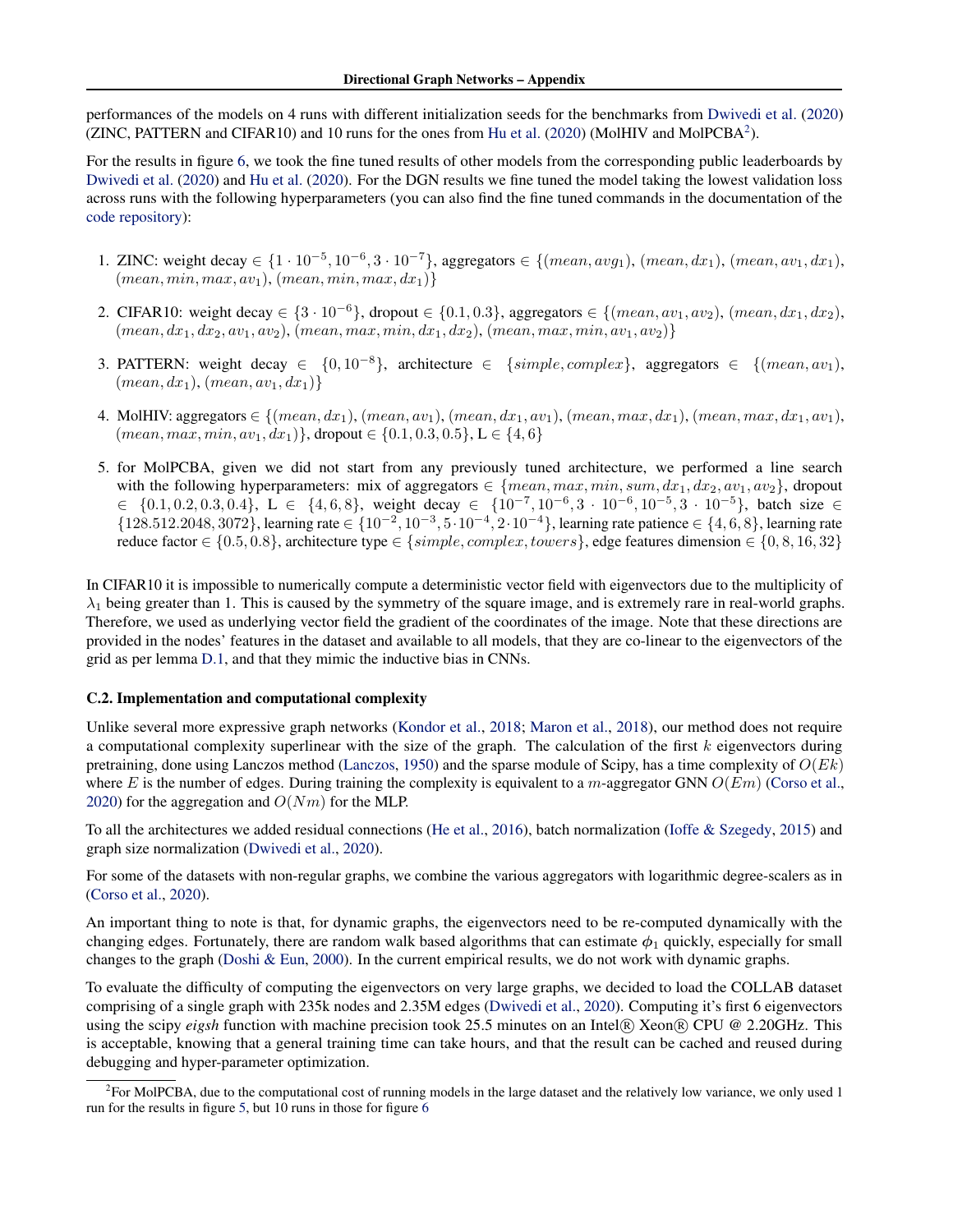performances of the models on 4 runs with different initialization seeds for the benchmarks from Dwivedi et al. (2020) (ZINC, PATTERN and CIFAR10) and 10 runs for the ones from Hu et al. (2020) (MolHIV and MolPCBA[2]).

For the results in figure 6, we took the fine tuned results of other models from the corresponding public leaderboards by Dwivedi et al. (2020) and Hu et al. (2020). For the DGN results we fine tuned the model taking the lowest validation loss across runs with the following hyperparameters (you can also find the fine tuned commands in the documentation of the code repository):

1. ZINC: weight decay $\in \{1 \cdot 10^{-5}, 10^{-6}, 3 \cdot 10^{-7}\}$, aggregators $\in \{(mean, avg_1), (mean, dx_1), (mean, av_1, dx_1), (mean, min, max, av_1), (mean, min, max, dx_1)\}$

2. CIFAR10: weight decay $\in \{3 \cdot 10^{-6}\}$, dropout $\in \{0.1, 0.3\}$, aggregators $\in \{(mean, av_1, av_2), (mean, dx_1, dx_2), (mean, dx_1, dx_2, av_1, av_2), (mean, max, min, dx_1, dx_2), (mean, max, min, av_1, av_2)\}$

3. PATTERN: weight decay $\in \{0, 10^{-8}\}$, architecture $\in \{simple, complex\}$, aggregators $\in \{(mean, av_1), (mean, dx_1), (mean, av_1, dx_1)\}$

4. MolHIV: aggregators $\in \{(mean, dx_1), (mean, av_1), (mean, dx_1, av_1), (mean, max, dx_1), (mean, max, dx_1, av_1), (mean, max, min, av_1, dx_1)\}$, dropout $\in \{0.1, 0.3, 0.5\}$, L $\in \{4, 6\}$

5. for MolPCBA, given we did not start from any previously tuned architecture, we performed a line search with the following hyperparameters: mix of aggregators $\in \{mean, max, min, sum, dx_1, dx_2, av_1, av_2\}$, dropout $\in \{0.1, 0.2, 0.3, 0.4\}$, L $\in \{4, 6, 8\}$, weight decay $\in \{10^{-7}, 10^{-6}, 3 \cdot 10^{-6}, 10^{-5}, 3 \cdot 10^{-5}\}$, batch size $\in \{128.512.2048, 3072\}$, learning rate $\in \{10^{-2}, 10^{-3}, 5 \cdot 10^{-4}, 2 \cdot 10^{-4}\}$, learning rate patience $\in \{4, 6, 8\}$, learning rate reduce factor $\in \{0.5, 0.8\}$, architecture type $\in \{simple, complex, towers\}$, edge features dimension $\in \{0, 8, 16, 32\}$

In CIFAR10 it is impossible to numerically compute a deterministic vector field with eigenvectors due to the multiplicity of $\lambda_1$ being greater than 1. This is caused by the symmetry of the square image, and is extremely rare in real-world graphs. Therefore, we used as underlying vector field the gradient of the coordinates of the image. Note that these directions are provided in the nodes' features in the dataset and available to all models, that they are co-linear to the eigenvectors of the grid as per lemma D.1, and that they mimic the inductive bias in CNNs.

### C.2. Implementation and computational complexity

Unlike several more expressive graph networks (Kondor et al., 2018; Maron et al., 2018), our method does not require a computational complexity superlinear with the size of the graph. The calculation of the first $k$ eigenvectors during pretraining, done using Lanczos method (Lanczos, 1950) and the sparse module of Scipy, has a time complexity of $O(Ek)$ where $E$ is the number of edges. During training the complexity is equivalent to a $m$-aggregator GNN $O(Em)$ (Corso et al., 2020) for the aggregation and $O(Nm)$ for the MLP.

To all the architectures we added residual connections (He et al., 2016), batch normalization (Ioffe & Szegedy, 2015) and graph size normalization (Dwivedi et al., 2020).

For some of the datasets with non-regular graphs, we combine the various aggregators with logarithmic degree-scalers as in (Corso et al., 2020).

An important thing to note is that, for dynamic graphs, the eigenvectors need to be re-computed dynamically with the changing edges. Fortunately, there are random walk based algorithms that can estimate $\phi_1$ quickly, especially for small changes to the graph (Doshi & Eun, 2000). In the current empirical results, we do not work with dynamic graphs.

To evaluate the difficulty of computing the eigenvectors on very large graphs, we decided to load the COLLAB dataset comprising of a single graph with 235k nodes and 2.35M edges (Dwivedi et al., 2020). Computing it's first 6 eigenvectors using the scipy *eigsh* function with machine precision took 25.5 minutes on an Intel® Xeon® CPU @ 2.20GHz. This is acceptable, knowing that a general training time can take hours, and that the result can be cached and reused during debugging and hyper-parameter optimization.

---

[2]For MolPCBA, due to the computational cost of running models in the large dataset and the relatively low variance, we only used 1 run for the results in figure 5, but 10 runs in those for figure 6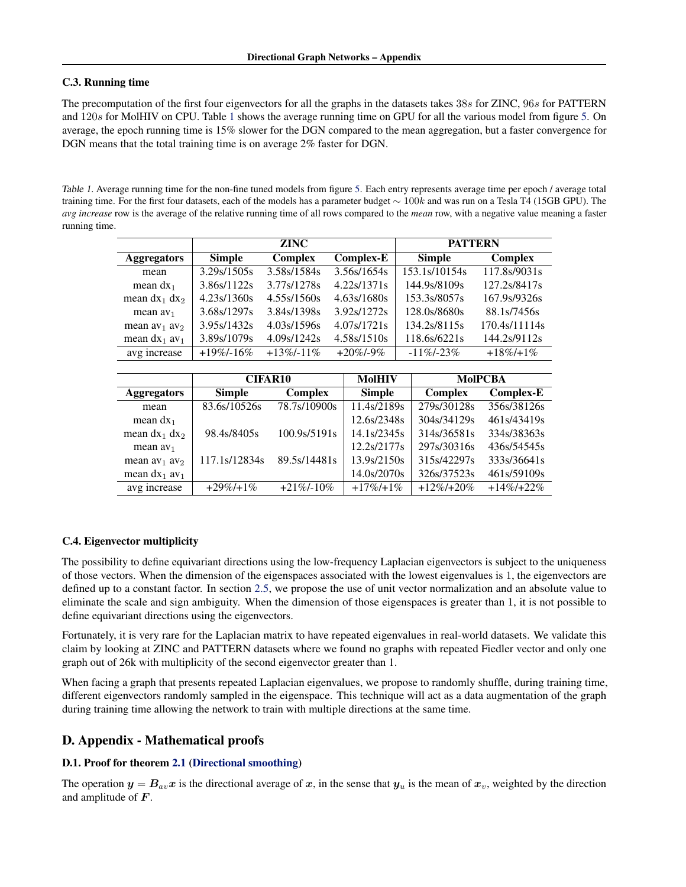### C.3. Running time

The precomputation of the first four eigenvectors for all the graphs in the datasets takes $38s$ for ZINC, $96s$ for PATTERN and $120s$ for MolHIV on CPU. Table 1 shows the average running time on GPU for all the various model from figure 5. On average, the epoch running time is 15% slower for the DGN compared to the mean aggregation, but a faster convergence for DGN means that the total training time is on average 2% faster for DGN.

*Table 1.* Average running time for the non-fine tuned models from figure 5. Each entry represents average time per epoch / average total training time. For the first four datasets, each of the models has a parameter budget $\sim 100k$ and was run on a Tesla T4 (15GB GPU). The *avg increase* row is the average of the relative running time of all rows compared to the *mean* row, with a negative value meaning a faster running time.

| | ZINC | | | PATTERN | |
|---|---|---|---|---|---|
| **Aggregators** | **Simple** | **Complex** | **Complex-E** | **Simple** | **Complex** |
| mean | 3.29s/1505s | 3.58s/1584s | 3.56s/1654s | 153.1s/10154s | 117.8s/9031s |
| mean $dx_1$ | 3.86s/1122s | 3.77s/1278s | 4.22s/1371s | 144.9s/8109s | 127.2s/8417s |
| mean $dx_1$ $dx_2$ | 4.23s/1360s | 4.55s/1560s | 4.63s/1680s | 153.3s/8057s | 167.9s/9326s |
| mean $av_1$ | 3.68s/1297s | 3.84s/1398s | 3.92s/1272s | 128.0s/8680s | 88.1s/7456s |
| mean $av_1$ $av_2$ | 3.95s/1432s | 4.03s/1596s | 4.07s/1721s | 134.2s/8115s | 170.4s/11114s |
| mean $dx_1$ $av_1$ | 3.89s/1079s | 4.09s/1242s | 4.58s/1510s | 118.6s/6221s | 144.2s/9112s |
| avg increase | +19%/-16% | +13%/-11% | +20%/-9% | -11%/-23% | +18%/+1% |

| | CIFAR10 | | MolHIV | MolPCBA | |
|---|---|---|---|---|---|
| **Aggregators** | **Simple** | **Complex** | **Simple** | **Complex** | **Complex-E** |
| mean | 83.6s/10526s | 78.7s/10900s | 11.4s/2189s | 279s/30128s | 356s/38126s |
| mean $dx_1$ | | | 12.6s/2348s | 304s/34129s | 461s/43419s |
| mean $dx_1$ $dx_2$ | 98.4s/8405s | 100.9s/5191s | 14.1s/2345s | 314s/36581s | 334s/38363s |
| mean $av_1$ | | | 12.2s/2177s | 297s/30316s | 436s/54545s |
| mean $av_1$ $av_2$ | 117.1s/12834s | 89.5s/14481s | 13.9s/2150s | 315s/42297s | 333s/36641s |
| mean $dx_1$ $av_1$ | | | 14.0s/2070s | 326s/37523s | 461s/59109s |
| avg increase | +29%/+1% | +21%/-10% | +17%/+1% | +12%/+20% | +14%/+22% |

### C.4. Eigenvector multiplicity

The possibility to define equivariant directions using the low-frequency Laplacian eigenvectors is subject to the uniqueness of those vectors. When the dimension of the eigenspaces associated with the lowest eigenvalues is 1, the eigenvectors are defined up to a constant factor. In section 2.5, we propose the use of unit vector normalization and an absolute value to eliminate the scale and sign ambiguity. When the dimension of those eigenspaces is greater than 1, it is not possible to define equivariant directions using the eigenvectors.

Fortunately, it is very rare for the Laplacian matrix to have repeated eigenvalues in real-world datasets. We validate this claim by looking at ZINC and PATTERN datasets where we found no graphs with repeated Fiedler vector and only one graph out of 26k with multiplicity of the second eigenvector greater than 1.

When facing a graph that presents repeated Laplacian eigenvalues, we propose to randomly shuffle, during training time, different eigenvectors randomly sampled in the eigenspace. This technique will act as a data augmentation of the graph during training time allowing the network to train with multiple directions at the same time.

## D. Appendix - Mathematical proofs

### D.1. Proof for theorem 2.1 (Directional smoothing)

The operation $\boldsymbol{y} = \boldsymbol{B}_{av}\boldsymbol{x}$ is the directional average of $\boldsymbol{x}$, in the sense that $\boldsymbol{y}_u$ is the mean of $\boldsymbol{x}_v$, weighted by the direction and amplitude of $\boldsymbol{F}$.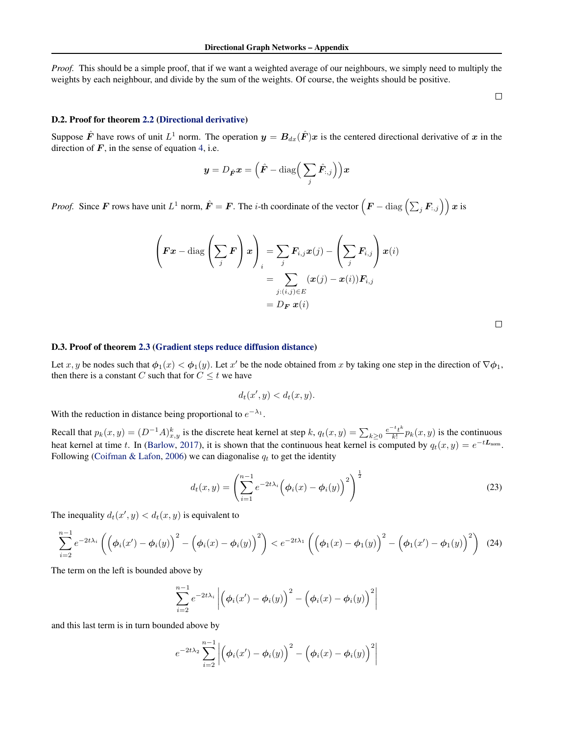*Proof.* This should be a simple proof, that if we want a weighted average of our neighbours, we simply need to multiply the weights by each neighbour, and divide by the sum of the weights. Of course, the weights should be positive.

□

### D.2. Proof for theorem 2.2 (Directional derivative)

Suppose $\hat{\boldsymbol{F}}$ have rows of unit $L^1$ norm. The operation $\boldsymbol{y} = \boldsymbol{B}_{dx}(\hat{\boldsymbol{F}})\boldsymbol{x}$ is the centered directional derivative of $\boldsymbol{x}$ in the direction of $\boldsymbol{F}$, in the sense of equation 4, i.e.

$$\boldsymbol{y} = D_{\hat{\boldsymbol{F}}}\boldsymbol{x} = \Big(\hat{\boldsymbol{F}} - \operatorname{diag}\Big(\sum_j \hat{\boldsymbol{F}}_{:,j}\Big)\Big)\boldsymbol{x}$$

*Proof.* Since $\boldsymbol{F}$ rows have unit $L^1$ norm, $\hat{\boldsymbol{F}} = \boldsymbol{F}$. The $i$-th coordinate of the vector $\left(\boldsymbol{F} - \operatorname{diag}\left(\sum_j \boldsymbol{F}_{:,j}\right)\right)\boldsymbol{x}$ is

$$\begin{aligned}
\left(\boldsymbol{F}\boldsymbol{x} - \operatorname{diag}\left(\sum_j \boldsymbol{F}\right)\boldsymbol{x}\right)_i &= \sum_j \boldsymbol{F}_{i,j}\boldsymbol{x}(j) - \left(\sum_j \boldsymbol{F}_{i,j}\right)\boldsymbol{x}(i) \\
&= \sum_{j:(i,j)\in E} (\boldsymbol{x}(j) - \boldsymbol{x}(i))\boldsymbol{F}_{i,j} \\
&= D_{\boldsymbol{F}}\,\boldsymbol{x}(i)
\end{aligned}$$

□

### D.3. Proof of theorem 2.3 (Gradient steps reduce diffusion distance)

Let $x, y$ be nodes such that $\boldsymbol{\phi}_1(x) < \boldsymbol{\phi}_1(y)$. Let $x'$ be the node obtained from $x$ by taking one step in the direction of $\nabla\boldsymbol{\phi}_1$, then there is a constant $C$ such that for $C \leq t$ we have

$$d_t(x', y) < d_t(x, y).$$

With the reduction in distance being proportional to $e^{-\lambda_1}$.

Recall that $p_k(x, y) = (D^{-1}A)^k_{x,y}$ is the discrete heat kernel at step $k$, $q_t(x, y) = \sum_{k\geq 0} \frac{e^{-t}t^k}{k!} p_k(x, y)$ is the continuous heat kernel at time $t$. In (Barlow, 2017), it is shown that the continuous heat kernel is computed by $q_t(x, y) = e^{-t\boldsymbol{L}_{\text{norm}}}$. Following (Coifman & Lafon, 2006) we can diagonalise $q_t$ to get the identity

$$d_t(x, y) = \left(\sum_{i=1}^{n-1} e^{-2t\lambda_i}\Big(\boldsymbol{\phi}_i(x) - \boldsymbol{\phi}_i(y)\Big)^2\right)^{\frac{1}{2}} \tag{23}$$

The inequality $d_t(x', y) < d_t(x, y)$ is equivalent to

$$\sum_{i=2}^{n-1} e^{-2t\lambda_i}\left(\Big(\boldsymbol{\phi}_i(x') - \boldsymbol{\phi}_i(y)\Big)^2 - \Big(\boldsymbol{\phi}_i(x) - \boldsymbol{\phi}_i(y)\Big)^2\right) < e^{-2t\lambda_1}\left(\Big(\boldsymbol{\phi}_1(x) - \boldsymbol{\phi}_1(y)\Big)^2 - \Big(\boldsymbol{\phi}_1(x') - \boldsymbol{\phi}_1(y)\Big)^2\right) \tag{24}$$

The term on the left is bounded above by

$$\sum_{i=2}^{n-1} e^{-2t\lambda_i}\left|\Big(\boldsymbol{\phi}_i(x') - \boldsymbol{\phi}_i(y)\Big)^2 - \Big(\boldsymbol{\phi}_i(x) - \boldsymbol{\phi}_i(y)\Big)^2\right|$$

and this last term is in turn bounded above by

$$e^{-2t\lambda_2}\sum_{i=2}^{n-1}\left|\Big(\boldsymbol{\phi}_i(x') - \boldsymbol{\phi}_i(y)\Big)^2 - \Big(\boldsymbol{\phi}_i(x) - \boldsymbol{\phi}_i(y)\Big)^2\right|$$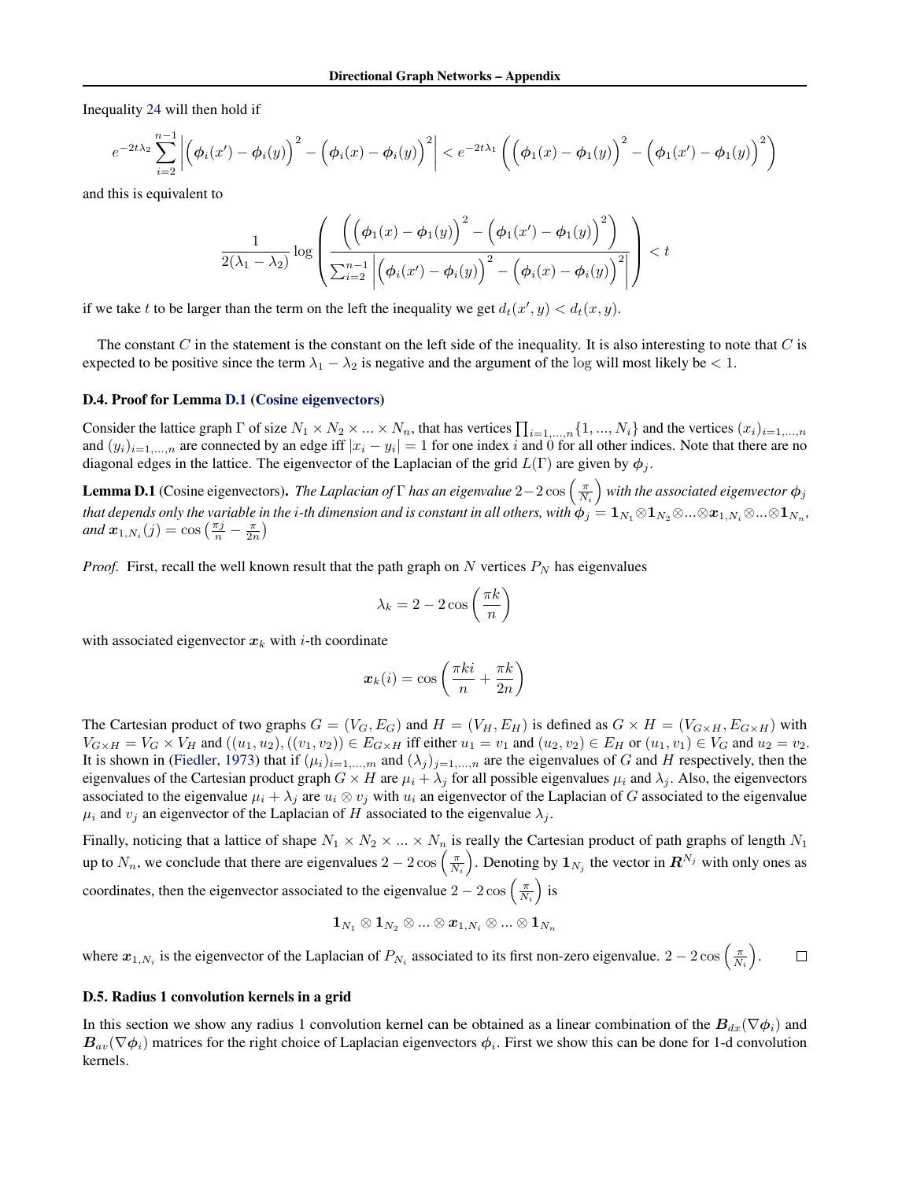Inequality 24 will then hold if

$$e^{-2t\lambda_2} \sum_{i=2}^{n-1} \left| \Big(\boldsymbol{\phi}_i(x') - \boldsymbol{\phi}_i(y)\Big)^2 - \Big(\boldsymbol{\phi}_i(x) - \boldsymbol{\phi}_i(y)\Big)^2 \right| < e^{-2t\lambda_1} \left( \Big(\boldsymbol{\phi}_1(x) - \boldsymbol{\phi}_1(y)\Big)^2 - \Big(\boldsymbol{\phi}_1(x') - \boldsymbol{\phi}_1(y)\Big)^2 \right)$$

and this is equivalent to

$$\frac{1}{2(\lambda_1 - \lambda_2)} \log \left( \frac{\left( \Big(\boldsymbol{\phi}_1(x) - \boldsymbol{\phi}_1(y)\Big)^2 - \Big(\boldsymbol{\phi}_1(x') - \boldsymbol{\phi}_1(y)\Big)^2 \right)}{\sum_{i=2}^{n-1} \left| \Big(\boldsymbol{\phi}_i(x') - \boldsymbol{\phi}_i(y)\Big)^2 - \Big(\boldsymbol{\phi}_i(x) - \boldsymbol{\phi}_i(y)\Big)^2 \right|} \right) < t$$

if we take $t$ to be larger than the term on the left the inequality we get $d_t(x', y) < d_t(x, y)$.

The constant $C$ in the statement is the constant on the left side of the inequality. It is also interesting to note that $C$ is expected to be positive since the term $\lambda_1 - \lambda_2$ is negative and the argument of the log will most likely be $< 1$.

### D.4. Proof for Lemma D.1 (Cosine eigenvectors)

Consider the lattice graph $\Gamma$ of size $N_1 \times N_2 \times ... \times N_n$, that has vertices $\prod_{i=1,...,n}\{1, ..., N_i\}$ and the vertices $(x_i)_{i=1,...,n}$ and $(y_i)_{i=1,...,n}$ are connected by an edge iff $|x_i - y_i| = 1$ for one index $i$ and 0 for all other indices. Note that there are no diagonal edges in the lattice. The eigenvector of the Laplacian of the grid $L(\Gamma)$ are given by $\boldsymbol{\phi}_j$.

**Lemma D.1** (Cosine eigenvectors)**.** *The Laplacian of $\Gamma$ has an eigenvalue $2-2\cos\left(\frac{\pi}{N_i}\right)$ with the associated eigenvector $\boldsymbol{\phi}_j$ that depends only the variable in the $i$-th dimension and is constant in all others, with $\boldsymbol{\phi}_j = \mathbf{1}_{N_1} \otimes \mathbf{1}_{N_2} \otimes ... \otimes \boldsymbol{x}_{1,N_i} \otimes ... \otimes \mathbf{1}_{N_n}$, and $\boldsymbol{x}_{1,N_i}(j) = \cos\left(\frac{\pi j}{n} - \frac{\pi}{2n}\right)$*

*Proof.* First, recall the well known result that the path graph on $N$ vertices $P_N$ has eigenvalues

$$\lambda_k = 2 - 2\cos\left(\frac{\pi k}{n}\right)$$

with associated eigenvector $\boldsymbol{x}_k$ with $i$-th coordinate

$$\boldsymbol{x}_k(i) = \cos\left(\frac{\pi k i}{n} + \frac{\pi k}{2n}\right)$$

The Cartesian product of two graphs $G = (V_G, E_G)$ and $H = (V_H, E_H)$ is defined as $G \times H = (V_{G\times H}, E_{G\times H})$ with $V_{G\times H} = V_G \times V_H$ and $((u_1, u_2), ((v_1, v_2)) \in E_{G\times H}$ iff either $u_1 = v_1$ and $(u_2, v_2) \in E_H$ or $(u_1, v_1) \in V_G$ and $u_2 = v_2$. It is shown in (Fiedler, 1973) that if $(\mu_i)_{i=1,...,m}$ and $(\lambda_j)_{j=1,...,n}$ are the eigenvalues of $G$ and $H$ respectively, then the eigenvalues of the Cartesian product graph $G \times H$ are $\mu_i + \lambda_j$ for all possible eigenvalues $\mu_i$ and $\lambda_j$. Also, the eigenvectors associated to the eigenvalue $\mu_i + \lambda_j$ are $u_i \otimes v_j$ with $u_i$ an eigenvector of the Laplacian of $G$ associated to the eigenvalue $\mu_i$ and $v_j$ an eigenvector of the Laplacian of $H$ associated to the eigenvalue $\lambda_j$.

Finally, noticing that a lattice of shape $N_1 \times N_2 \times ... \times N_n$ is really the Cartesian product of path graphs of length $N_1$ up to $N_n$, we conclude that there are eigenvalues $2 - 2\cos\left(\frac{\pi}{N_i}\right)$. Denoting by $\mathbf{1}_{N_j}$ the vector in $\boldsymbol{R}^{N_j}$ with only ones as coordinates, then the eigenvector associated to the eigenvalue $2 - 2\cos\left(\frac{\pi}{N_i}\right)$ is

$$\mathbf{1}_{N_1} \otimes \mathbf{1}_{N_2} \otimes ... \otimes \boldsymbol{x}_{1,N_i} \otimes ... \otimes \mathbf{1}_{N_n}$$

where $\boldsymbol{x}_{1,N_i}$ is the eigenvector of the Laplacian of $P_{N_i}$ associated to its first non-zero eigenvalue. $2 - 2\cos\left(\frac{\pi}{N_i}\right)$. $\square$

### D.5. Radius 1 convolution kernels in a grid

In this section we show any radius 1 convolution kernel can be obtained as a linear combination of the $\boldsymbol{B}_{dx}(\nabla\boldsymbol{\phi}_i)$ and $\boldsymbol{B}_{av}(\nabla\boldsymbol{\phi}_i)$ matrices for the right choice of Laplacian eigenvectors $\boldsymbol{\phi}_i$. First we show this can be done for 1-d convolution kernels.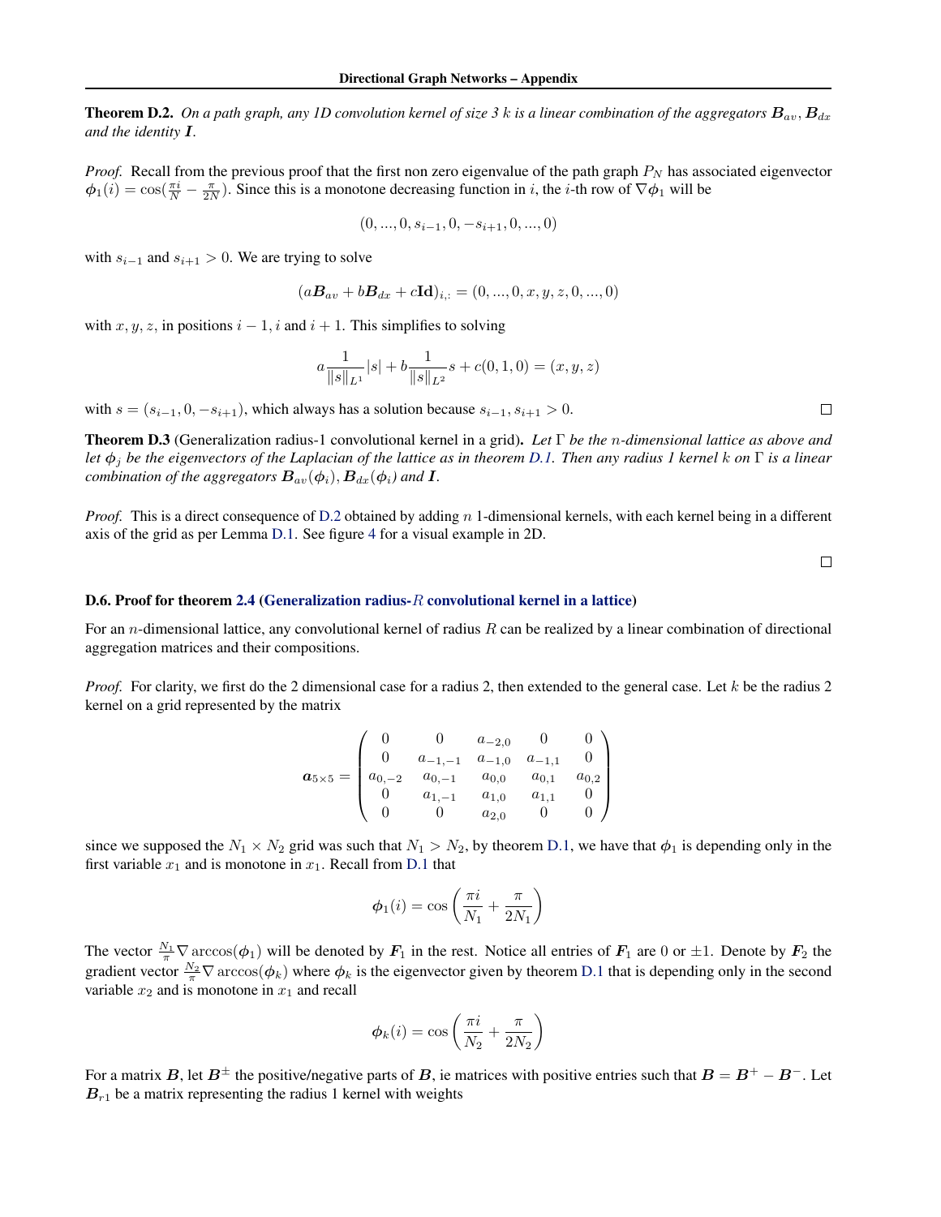**Theorem D.2.** *On a path graph, any 1D convolution kernel of size 3 $k$ is a linear combination of the aggregators $\boldsymbol{B}_{av}, \boldsymbol{B}_{dx}$ and the identity $\boldsymbol{I}$.*

*Proof.* Recall from the previous proof that the first non zero eigenvalue of the path graph $P_N$ has associated eigenvector $\boldsymbol{\phi}_1(i) = \cos(\frac{\pi i}{N} - \frac{\pi}{2N})$. Since this is a monotone decreasing function in $i$, the $i$-th row of $\nabla \boldsymbol{\phi}_1$ will be

$$(0, ..., 0, s_{i-1}, 0, -s_{i+1}, 0, ..., 0)$$

with $s_{i-1}$ and $s_{i+1} > 0$. We are trying to solve

$$(a\boldsymbol{B}_{av} + b\boldsymbol{B}_{dx} + c\mathbf{Id})_{i,:} = (0, ..., 0, x, y, z, 0, ..., 0)$$

with $x, y, z$, in positions $i-1, i$ and $i+1$. This simplifies to solving

$$a\frac{1}{\|s\|_{L^1}}|s| + b\frac{1}{\|s\|_{L^2}}s + c(0, 1, 0) = (x, y, z)$$

with $s = (s_{i-1}, 0, -s_{i+1})$, which always has a solution because $s_{i-1}, s_{i+1} > 0$. □

**Theorem D.3** (Generalization radius-1 convolutional kernel in a grid). *Let $\Gamma$ be the $n$-dimensional lattice as above and let $\boldsymbol{\phi}_j$ be the eigenvectors of the Laplacian of the lattice as in theorem D.1. Then any radius 1 kernel $k$ on $\Gamma$ is a linear combination of the aggregators $\boldsymbol{B}_{av}(\boldsymbol{\phi}_i), \boldsymbol{B}_{dx}(\boldsymbol{\phi}_i)$ and $\boldsymbol{I}$.*

*Proof.* This is a direct consequence of D.2 obtained by adding $n$ 1-dimensional kernels, with each kernel being in a different axis of the grid as per Lemma D.1. See figure 4 for a visual example in 2D. □

### D.6. Proof for theorem 2.4 (Generalization radius-$R$ convolutional kernel in a lattice)

For an $n$-dimensional lattice, any convolutional kernel of radius $R$ can be realized by a linear combination of directional aggregation matrices and their compositions.

*Proof.* For clarity, we first do the 2 dimensional case for a radius 2, then extended to the general case. Let $k$ be the radius 2 kernel on a grid represented by the matrix

$$\boldsymbol{a}_{5\times 5} = \begin{pmatrix} 0 & 0 & a_{-2,0} & 0 & 0 \\ 0 & a_{-1,-1} & a_{-1,0} & a_{-1,1} & 0 \\ a_{0,-2} & a_{0,-1} & a_{0,0} & a_{0,1} & a_{0,2} \\ 0 & a_{1,-1} & a_{1,0} & a_{1,1} & 0 \\ 0 & 0 & a_{2,0} & 0 & 0 \end{pmatrix}$$

since we supposed the $N_1 \times N_2$ grid was such that $N_1 > N_2$, by theorem D.1, we have that $\boldsymbol{\phi}_1$ is depending only in the first variable $x_1$ and is monotone in $x_1$. Recall from D.1 that

$$\boldsymbol{\phi}_1(i) = \cos\left(\frac{\pi i}{N_1} + \frac{\pi}{2N_1}\right)$$

The vector $\frac{N_1}{\pi}\nabla \arccos(\boldsymbol{\phi}_1)$ will be denoted by $\boldsymbol{F}_1$ in the rest. Notice all entries of $\boldsymbol{F}_1$ are 0 or $\pm 1$. Denote by $\boldsymbol{F}_2$ the gradient vector $\frac{N_2}{\pi}\nabla \arccos(\boldsymbol{\phi}_k)$ where $\boldsymbol{\phi}_k$ is the eigenvector given by theorem D.1 that is depending only in the second variable $x_2$ and is monotone in $x_1$ and recall

$$\boldsymbol{\phi}_k(i) = \cos\left(\frac{\pi i}{N_2} + \frac{\pi}{2N_2}\right)$$

For a matrix $\boldsymbol{B}$, let $\boldsymbol{B}^{\pm}$ the positive/negative parts of $\boldsymbol{B}$, ie matrices with positive entries such that $\boldsymbol{B} = \boldsymbol{B}^+ - \boldsymbol{B}^-$. Let $\boldsymbol{B}_{r1}$ be a matrix representing the radius 1 kernel with weights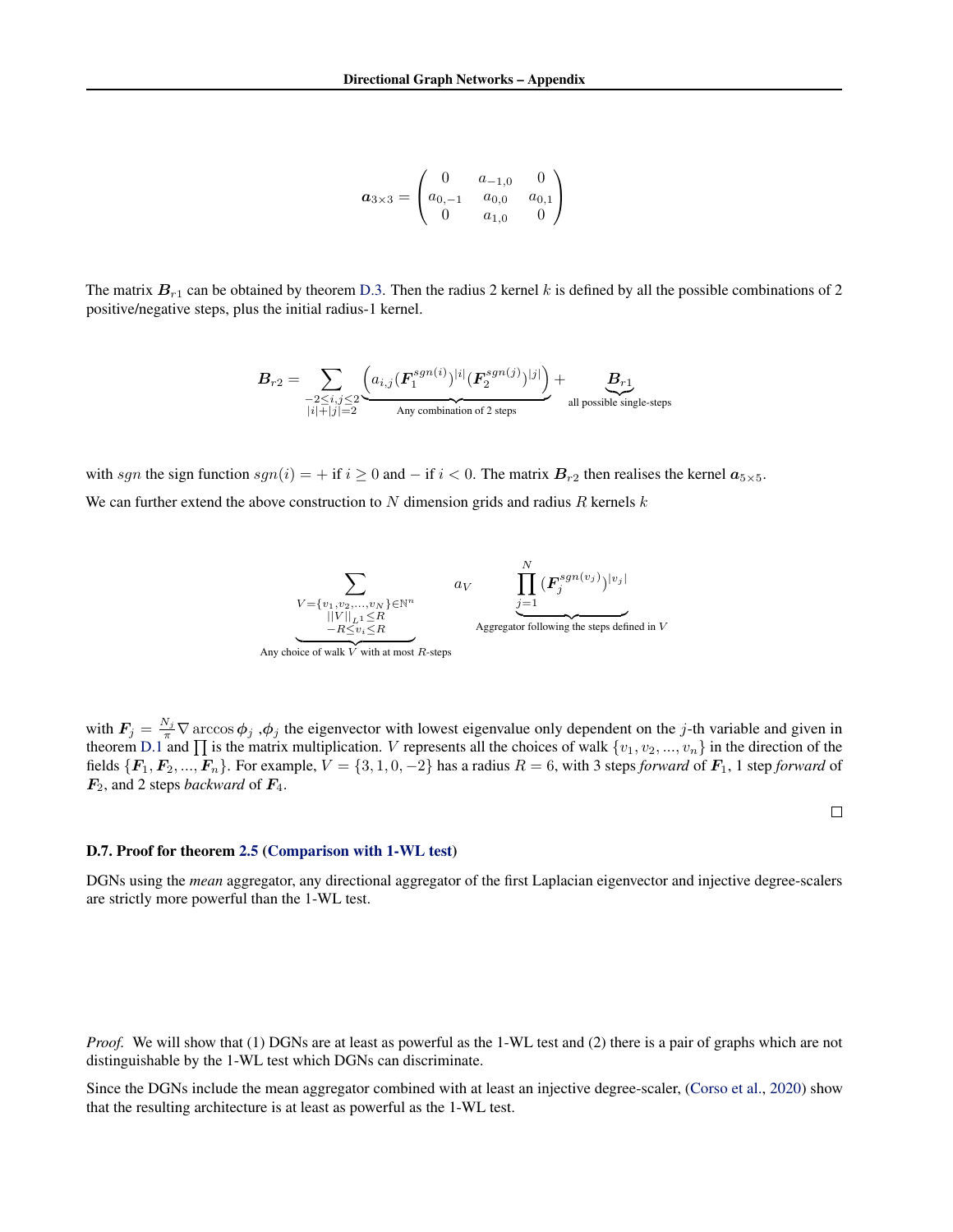$$\boldsymbol{a}_{3\times 3} = \begin{pmatrix} 0 & a_{-1,0} & 0 \\ a_{0,-1} & a_{0,0} & a_{0,1} \\ 0 & a_{1,0} & 0 \end{pmatrix}$$

The matrix $\boldsymbol{B}_{r1}$ can be obtained by theorem D.3. Then the radius 2 kernel $k$ is defined by all the possible combinations of 2 positive/negative steps, plus the initial radius-1 kernel.

$$\boldsymbol{B}_{r2} = \sum_{\substack{-2\leq i,j \leq 2 \\ |i|+|j|=2}} \underbrace{\left( a_{i,j} (\boldsymbol{F}_1^{sgn(i)})^{|i|} (\boldsymbol{F}_2^{sgn(j)})^{|j|} \right)}_{\text{Any combination of 2 steps}} + \underbrace{\boldsymbol{B}_{r1}}_{\text{all possible single-steps}}$$

with $sgn$ the sign function $sgn(i) = +$ if $i \geq 0$ and $-$ if $i < 0$. The matrix $\boldsymbol{B}_{r2}$ then realises the kernel $\boldsymbol{a}_{5\times 5}$.

We can further extend the above construction to $N$ dimension grids and radius $R$ kernels $k$

$$\underbrace{\sum_{\substack{V=\{v_1, v_2, ..., v_N\} \in \mathbb{N}^n \\ ||V||_{L^1} \leq R \\ -R \leq v_i \leq R}}}_{\text{Any choice of walk } V \text{ with at most } R\text{-steps}} a_V \quad \underbrace{\prod_{j=1}^{N} (\boldsymbol{F}_j^{sgn(v_j)})^{|v_j|}}_{\text{Aggregator following the steps defined in } V}$$

with $\boldsymbol{F}_j = \frac{N_j}{\pi} \nabla \arccos \boldsymbol{\phi}_j$ ,$\boldsymbol{\phi}_j$ the eigenvector with lowest eigenvalue only dependent on the $j$-th variable and given in theorem D.1 and $\prod$ is the matrix multiplication. $V$ represents all the choices of walk $\{v_1, v_2, ..., v_n\}$ in the direction of the fields $\{\boldsymbol{F}_1, \boldsymbol{F}_2, ..., \boldsymbol{F}_n\}$. For example, $V = \{3, 1, 0, -2\}$ has a radius $R = 6$, with 3 steps *forward* of $\boldsymbol{F}_1$, 1 step *forward* of $\boldsymbol{F}_2$, and 2 steps *backward* of $\boldsymbol{F}_4$. □

### D.7. Proof for theorem 2.5 (Comparison with 1-WL test)

DGNs using the *mean* aggregator, any directional aggregator of the first Laplacian eigenvector and injective degree-scalers are strictly more powerful than the 1-WL test.

*Proof.* We will show that (1) DGNs are at least as powerful as the 1-WL test and (2) there is a pair of graphs which are not distinguishable by the 1-WL test which DGNs can discriminate.

Since the DGNs include the mean aggregator combined with at least an injective degree-scaler, (Corso et al., 2020) show that the resulting architecture is at least as powerful as the 1-WL test.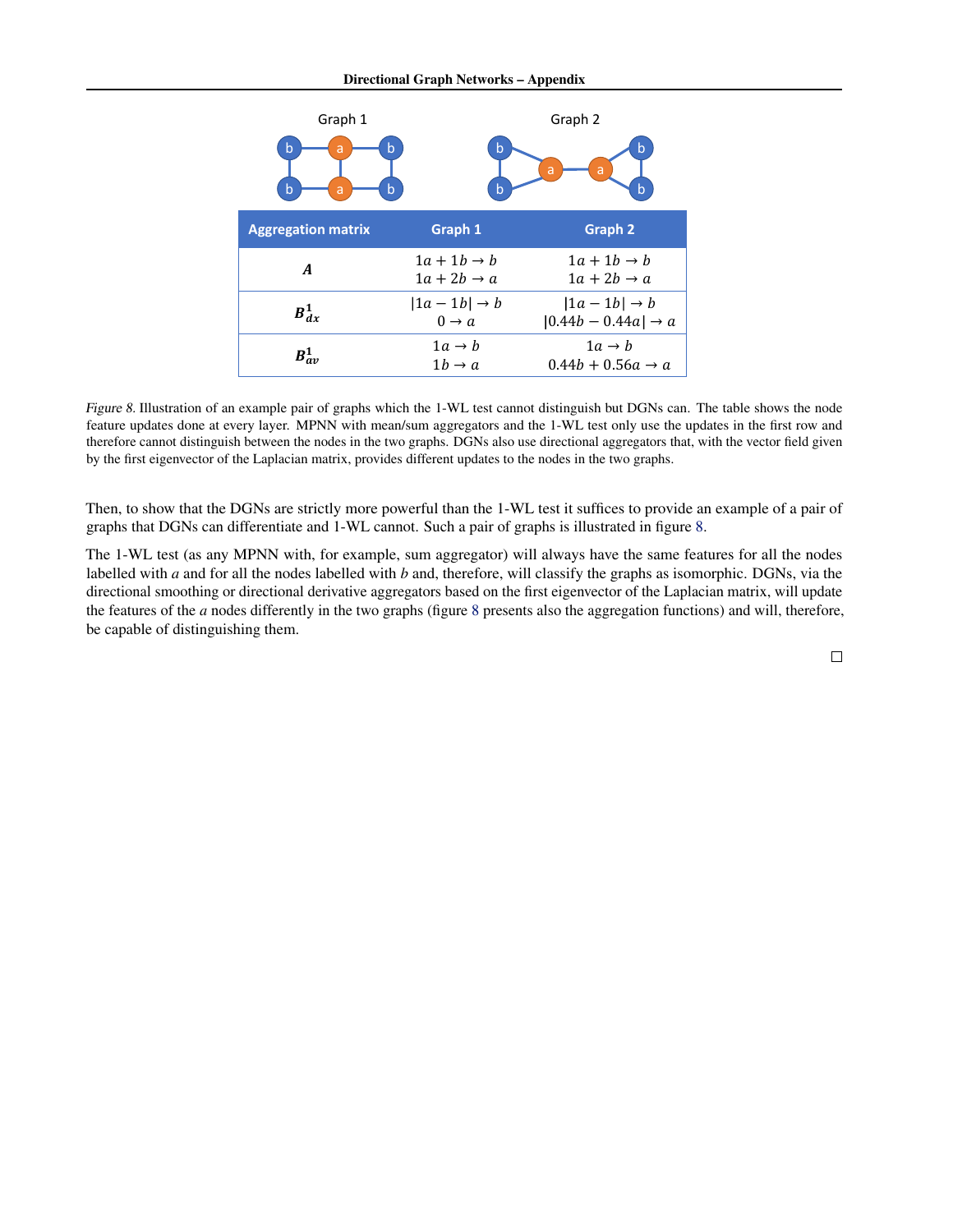Graph 1

Graph 2

| Aggregation matrix | Graph 1 | Graph 2 |
|---|---|---|
| $\boldsymbol{A}$ | $1a + 1b \rightarrow b$<br>$1a + 2b \rightarrow a$ | $1a + 1b \rightarrow b$<br>$1a + 2b \rightarrow a$ |
| $\boldsymbol{B^1_{dx}}$ | $\lvert 1a - 1b \rvert \rightarrow b$<br>$0 \rightarrow a$ | $\lvert 1a - 1b \rvert \rightarrow b$<br>$\lvert 0.44b - 0.44a \rvert \rightarrow a$ |
| $\boldsymbol{B^1_{av}}$ | $1a \rightarrow b$<br>$1b \rightarrow a$ | $1a \rightarrow b$<br>$0.44b + 0.56a \rightarrow a$ |

*Figure 8.* Illustration of an example pair of graphs which the 1-WL test cannot distinguish but DGNs can. The table shows the node feature updates done at every layer. MPNN with mean/sum aggregators and the 1-WL test only use the updates in the first row and therefore cannot distinguish between the nodes in the two graphs. DGNs also use directional aggregators that, with the vector field given by the first eigenvector of the Laplacian matrix, provides different updates to the nodes in the two graphs.

Then, to show that the DGNs are strictly more powerful than the 1-WL test it suffices to provide an example of a pair of graphs that DGNs can differentiate and 1-WL cannot. Such a pair of graphs is illustrated in figure 8.

The 1-WL test (as any MPNN with, for example, sum aggregator) will always have the same features for all the nodes labelled with $a$ and for all the nodes labelled with $b$ and, therefore, will classify the graphs as isomorphic. DGNs, via the directional smoothing or directional derivative aggregators based on the first eigenvector of the Laplacian matrix, will update the features of the $a$ nodes differently in the two graphs (figure 8 presents also the aggregation functions) and will, therefore, be capable of distinguishing them.

□